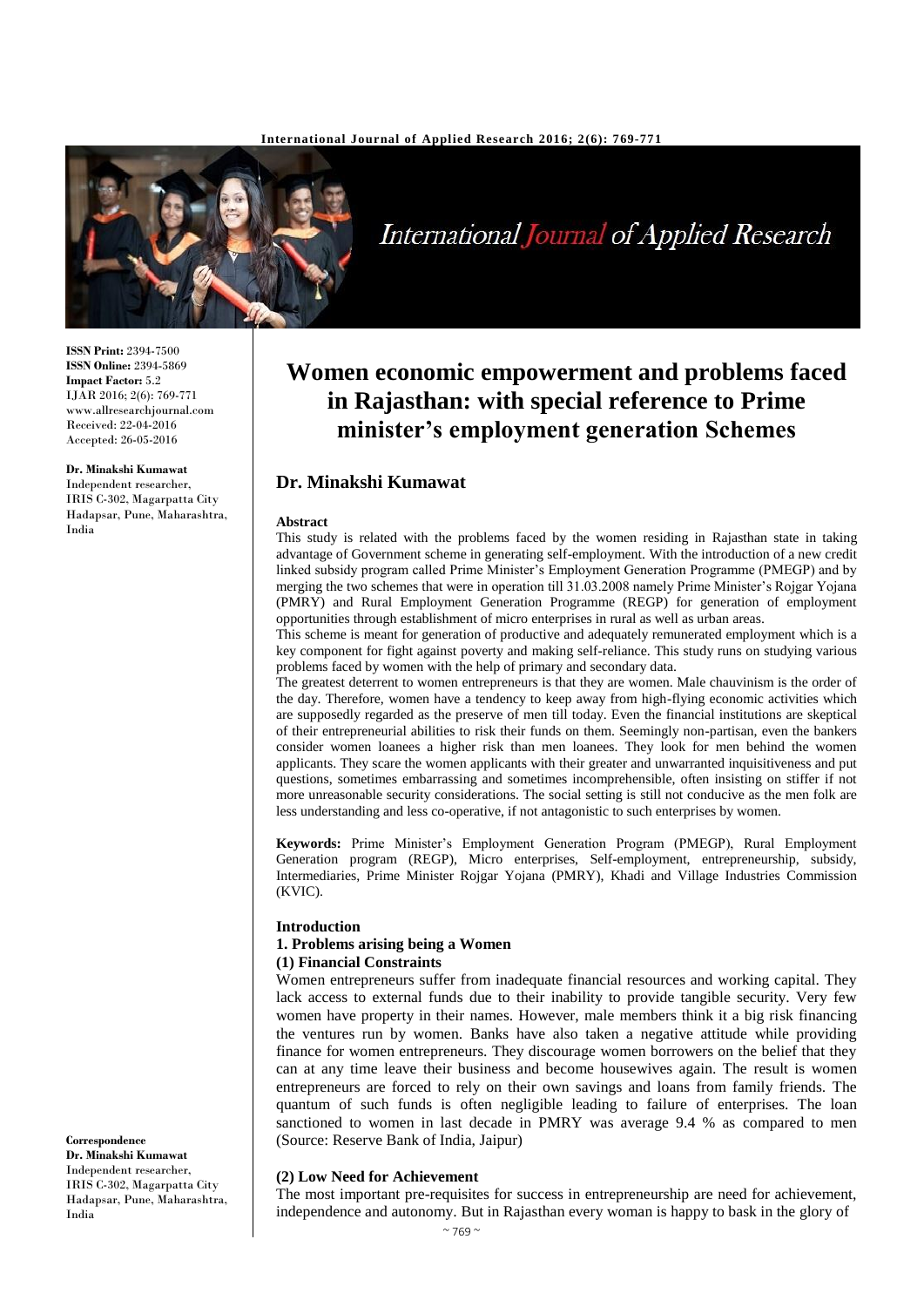**ISSN Print:** 2394-7500
**ISSN Online:** 2394-5869
**Impact Factor:** 5.2
IJAR 2016; 2(6): 769-771
www.allresearchjournal.com
Received: 22-04-2016
Accepted: 26-05-2016

**Dr. Minakshi Kumawat**
Independent researcher, IRIS C-302, Magarpatta City Hadapsar, Pune, Maharashtra, India

# Women economic empowerment and problems faced in Rajasthan: with special reference to Prime minister's employment generation Schemes

## Dr. Minakshi Kumawat

### Abstract

This study is related with the problems faced by the women residing in Rajasthan state in taking advantage of Government scheme in generating self-employment. With the introduction of a new credit linked subsidy program called Prime Minister's Employment Generation Programme (PMEGP) and by merging the two schemes that were in operation till 31.03.2008 namely Prime Minister's Rojgar Yojana (PMRY) and Rural Employment Generation Programme (REGP) for generation of employment opportunities through establishment of micro enterprises in rural as well as urban areas.

This scheme is meant for generation of productive and adequately remunerated employment which is a key component for fight against poverty and making self-reliance. This study runs on studying various problems faced by women with the help of primary and secondary data.

The greatest deterrent to women entrepreneurs is that they are women. Male chauvinism is the order of the day. Therefore, women have a tendency to keep away from high-flying economic activities which are supposedly regarded as the preserve of men till today. Even the financial institutions are skeptical of their entrepreneurial abilities to risk their funds on them. Seemingly non-partisan, even the bankers consider women loanees a higher risk than men loanees. They look for men behind the women applicants. They scare the women applicants with their greater and unwarranted inquisitiveness and put questions, sometimes embarrassing and sometimes incomprehensible, often insisting on stiffer if not more unreasonable security considerations. The social setting is still not conducive as the men folk are less understanding and less co-operative, if not antagonistic to such enterprises by women.

**Keywords:** Prime Minister's Employment Generation Program (PMEGP), Rural Employment Generation program (REGP), Micro enterprises, Self-employment, entrepreneurship, subsidy, Intermediaries, Prime Minister Rojgar Yojana (PMRY), Khadi and Village Industries Commission (KVIC).

### Introduction

#### 1. Problems arising being a Women

##### (1) Financial Constraints

Women entrepreneurs suffer from inadequate financial resources and working capital. They lack access to external funds due to their inability to provide tangible security. Very few women have property in their names. However, male members think it a big risk financing the ventures run by women. Banks have also taken a negative attitude while providing finance for women entrepreneurs. They discourage women borrowers on the belief that they can at any time leave their business and become housewives again. The result is women entrepreneurs are forced to rely on their own savings and loans from family friends. The quantum of such funds is often negligible leading to failure of enterprises. The loan sanctioned to women in last decade in PMRY was average 9.4 % as compared to men (Source: Reserve Bank of India, Jaipur)

##### (2) Low Need for Achievement

The most important pre-requisites for success in entrepreneurship are need for achievement, independence and autonomy. But in Rajasthan every woman is happy to bask in the glory of

**Correspondence**
**Dr. Minakshi Kumawat**
Independent researcher, IRIS C-302, Magarpatta City Hadapsar, Pune, Maharashtra, India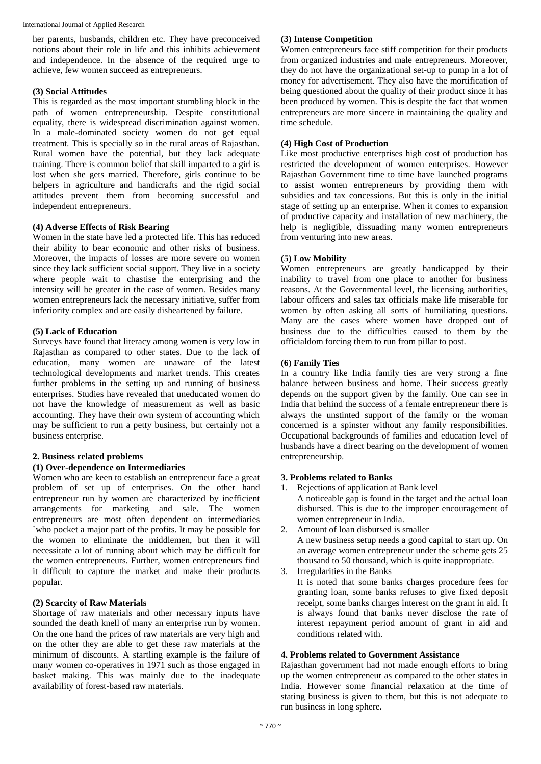her parents, husbands, children etc. They have preconceived notions about their role in life and this inhibits achievement and independence. In the absence of the required urge to achieve, few women succeed as entrepreneurs.

#### (3) Social Attitudes

This is regarded as the most important stumbling block in the path of women entrepreneurship. Despite constitutional equality, there is widespread discrimination against women. In a male-dominated society women do not get equal treatment. This is specially so in the rural areas of Rajasthan. Rural women have the potential, but they lack adequate training. There is common belief that skill imparted to a girl is lost when she gets married. Therefore, girls continue to be helpers in agriculture and handicrafts and the rigid social attitudes prevent them from becoming successful and independent entrepreneurs.

#### (4) Adverse Effects of Risk Bearing

Women in the state have led a protected life. This has reduced their ability to bear economic and other risks of business. Moreover, the impacts of losses are more severe on women since they lack sufficient social support. They live in a society where people wait to chastise the enterprising and the intensity will be greater in the case of women. Besides many women entrepreneurs lack the necessary initiative, suffer from inferiority complex and are easily disheartened by failure.

#### (5) Lack of Education

Surveys have found that literacy among women is very low in Rajasthan as compared to other states. Due to the lack of education, many women are unaware of the latest technological developments and market trends. This creates further problems in the setting up and running of business enterprises. Studies have revealed that uneducated women do not have the knowledge of measurement as well as basic accounting. They have their own system of accounting which may be sufficient to run a petty business, but certainly not a business enterprise.

### 2. Business related problems

#### (1) Over-dependence on Intermediaries

Women who are keen to establish an entrepreneur face a great problem of set up of enterprises. On the other hand entrepreneur run by women are characterized by inefficient arrangements for marketing and sale. The women entrepreneurs are most often dependent on intermediaries `who pocket a major part of the profits. It may be possible for the women to eliminate the middlemen, but then it will necessitate a lot of running about which may be difficult for the women entrepreneurs. Further, women entrepreneurs find it difficult to capture the market and make their products popular.

#### (2) Scarcity of Raw Materials

Shortage of raw materials and other necessary inputs have sounded the death knell of many an enterprise run by women. On the one hand the prices of raw materials are very high and on the other they are able to get these raw materials at the minimum of discounts. A startling example is the failure of many women co-operatives in 1971 such as those engaged in basket making. This was mainly due to the inadequate availability of forest-based raw materials.

#### (3) Intense Competition

Women entrepreneurs face stiff competition for their products from organized industries and male entrepreneurs. Moreover, they do not have the organizational set-up to pump in a lot of money for advertisement. They also have the mortification of being questioned about the quality of their product since it has been produced by women. This is despite the fact that women entrepreneurs are more sincere in maintaining the quality and time schedule.

#### (4) High Cost of Production

Like most productive enterprises high cost of production has restricted the development of women enterprises. However Rajasthan Government time to time have launched programs to assist women entrepreneurs by providing them with subsidies and tax concessions. But this is only in the initial stage of setting up an enterprise. When it comes to expansion of productive capacity and installation of new machinery, the help is negligible, dissuading many women entrepreneurs from venturing into new areas.

#### (5) Low Mobility

Women entrepreneurs are greatly handicapped by their inability to travel from one place to another for business reasons. At the Governmental level, the licensing authorities, labour officers and sales tax officials make life miserable for women by often asking all sorts of humiliating questions. Many are the cases where women have dropped out of business due to the difficulties caused to them by the officialdom forcing them to run from pillar to post.

#### (6) Family Ties

In a country like India family ties are very strong a fine balance between business and home. Their success greatly depends on the support given by the family. One can see in India that behind the success of a female entrepreneur there is always the unstinted support of the family or the woman concerned is a spinster without any family responsibilities. Occupational backgrounds of families and education level of husbands have a direct bearing on the development of women entrepreneurship.

### 3. Problems related to Banks

1. Rejections of application at Bank level
   A noticeable gap is found in the target and the actual loan disbursed. This is due to the improper encouragement of women entrepreneur in India.
2. Amount of loan disbursed is smaller
   A new business setup needs a good capital to start up. On an average women entrepreneur under the scheme gets 25 thousand to 50 thousand, which is quite inappropriate.
3. Irregularities in the Banks
   It is noted that some banks charges procedure fees for granting loan, some banks refuses to give fixed deposit receipt, some banks charges interest on the grant in aid. It is always found that banks never disclose the rate of interest repayment period amount of grant in aid and conditions related with.

### 4. Problems related to Government Assistance

Rajasthan government had not made enough efforts to bring up the women entrepreneur as compared to the other states in India. However some financial relaxation at the time of stating business is given to them, but this is not adequate to run business in long sphere.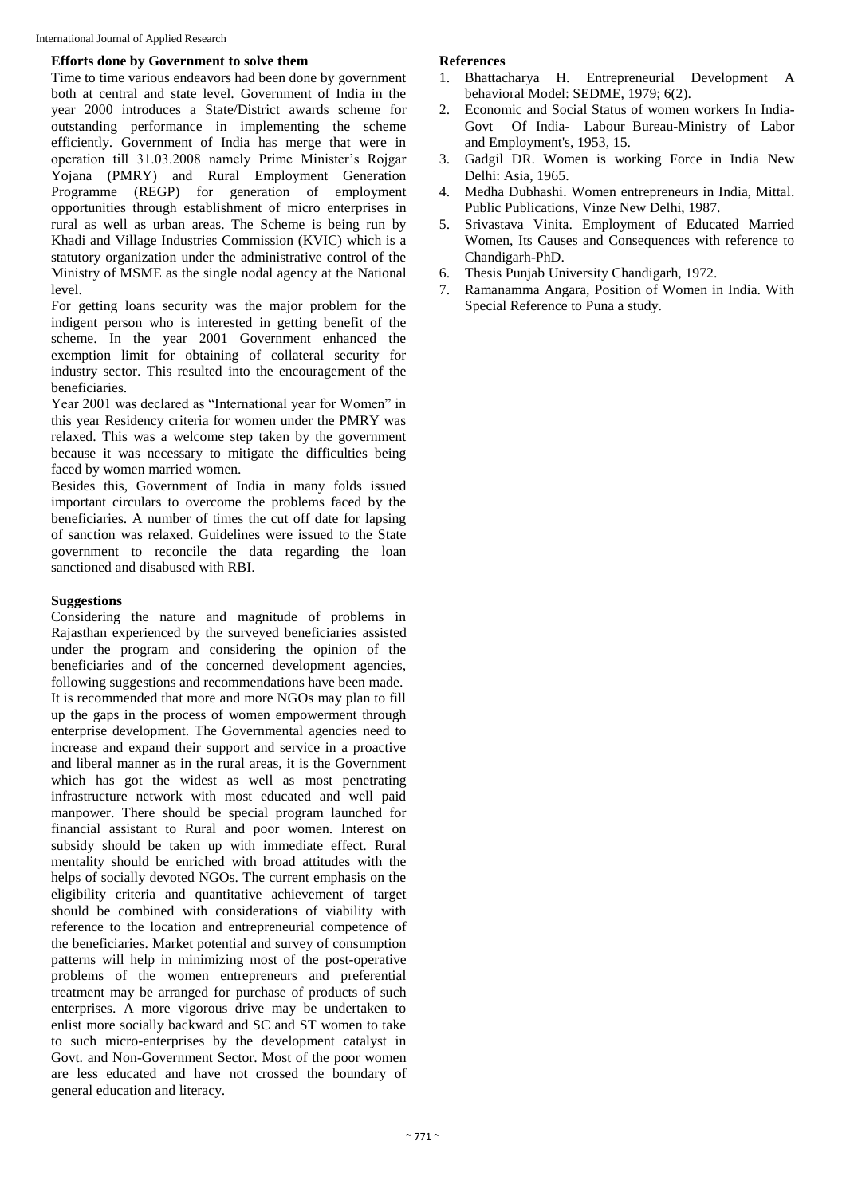### Efforts done by Government to solve them

Time to time various endeavors had been done by government both at central and state level. Government of India in the year 2000 introduces a State/District awards scheme for outstanding performance in implementing the scheme efficiently. Government of India has merge that were in operation till 31.03.2008 namely Prime Minister's Rojgar Yojana (PMRY) and Rural Employment Generation Programme (REGP) for generation of employment opportunities through establishment of micro enterprises in rural as well as urban areas. The Scheme is being run by Khadi and Village Industries Commission (KVIC) which is a statutory organization under the administrative control of the Ministry of MSME as the single nodal agency at the National level.

For getting loans security was the major problem for the indigent person who is interested in getting benefit of the scheme. In the year 2001 Government enhanced the exemption limit for obtaining of collateral security for industry sector. This resulted into the encouragement of the beneficiaries.

Year 2001 was declared as "International year for Women" in this year Residency criteria for women under the PMRY was relaxed. This was a welcome step taken by the government because it was necessary to mitigate the difficulties being faced by women married women.

Besides this, Government of India in many folds issued important circulars to overcome the problems faced by the beneficiaries. A number of times the cut off date for lapsing of sanction was relaxed. Guidelines were issued to the State government to reconcile the data regarding the loan sanctioned and disabused with RBI.

### Suggestions

Considering the nature and magnitude of problems in Rajasthan experienced by the surveyed beneficiaries assisted under the program and considering the opinion of the beneficiaries and of the concerned development agencies, following suggestions and recommendations have been made. It is recommended that more and more NGOs may plan to fill up the gaps in the process of women empowerment through enterprise development. The Governmental agencies need to increase and expand their support and service in a proactive and liberal manner as in the rural areas, it is the Government which has got the widest as well as most penetrating infrastructure network with most educated and well paid manpower. There should be special program launched for financial assistant to Rural and poor women. Interest on subsidy should be taken up with immediate effect. Rural mentality should be enriched with broad attitudes with the helps of socially devoted NGOs. The current emphasis on the eligibility criteria and quantitative achievement of target should be combined with considerations of viability with reference to the location and entrepreneurial competence of the beneficiaries. Market potential and survey of consumption patterns will help in minimizing most of the post-operative problems of the women entrepreneurs and preferential treatment may be arranged for purchase of products of such enterprises. A more vigorous drive may be undertaken to enlist more socially backward and SC and ST women to take to such micro-enterprises by the development catalyst in Govt. and Non-Government Sector. Most of the poor women are less educated and have not crossed the boundary of general education and literacy.

### References

1. Bhattacharya H. Entrepreneurial Development A behavioral Model: SEDME, 1979; 6(2).
2. Economic and Social Status of women workers In India- Govt Of India- Labour Bureau-Ministry of Labor and Employment's, 1953, 15.
3. Gadgil DR. Women is working Force in India New Delhi: Asia, 1965.
4. Medha Dubhashi. Women entrepreneurs in India, Mittal. Public Publications, Vinze New Delhi, 1987.
5. Srivastava Vinita. Employment of Educated Married Women, Its Causes and Consequences with reference to Chandigarh-PhD.
6. Thesis Punjab University Chandigarh, 1972.
7. Ramanamma Angara, Position of Women in India. With Special Reference to Puna a study.